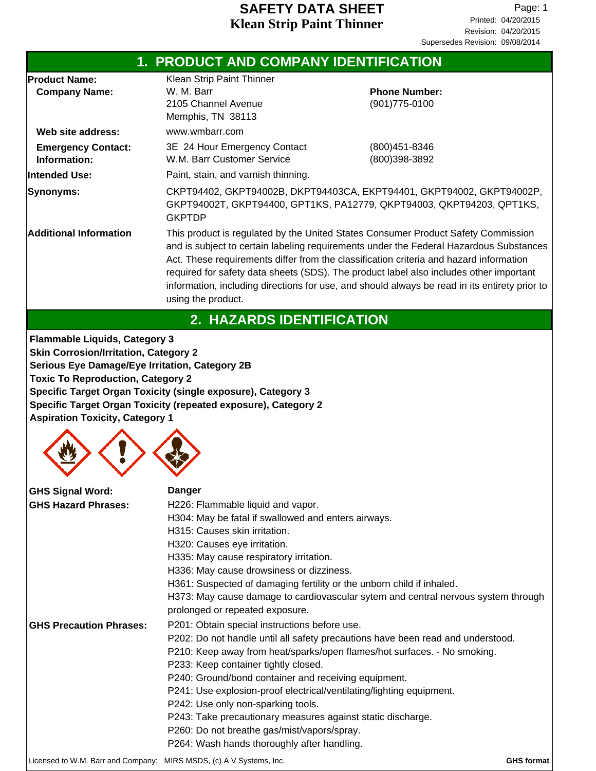# SAFETY DATA SHEET
# Klean Strip Paint Thinner

Printed: 04/20/2015
Revision: 04/20/2015
Supersedes Revision: 09/08/2014

## 1. PRODUCT AND COMPANY IDENTIFICATION

| | | |
|---|---|---|
| **Product Name:** | Klean Strip Paint Thinner | |
| **Company Name:** | W. M. Barr<br>2105 Channel Avenue<br>Memphis, TN 38113 | **Phone Number:**<br>(901)775-0100 |
| **Web site address:** | www.wmbarr.com | |
| **Emergency Contact: Information:** | 3E 24 Hour Emergency Contact<br>W.M. Barr Customer Service | (800)451-8346<br>(800)398-3892 |
| **Intended Use:** | Paint, stain, and varnish thinning. | |
| **Synonyms:** | CKPT94402, GKPT94002B, DKPT94403CA, EKPT94401, GKPT94002, GKPT94002P, GKPT94002T, GKPT94400, GPT1KS, PA12779, QKPT94003, QKPT94203, QPT1KS, GKPTDP | |
| **Additional Information** | This product is regulated by the United States Consumer Product Safety Commission and is subject to certain labeling requirements under the Federal Hazardous Substances Act. These requirements differ from the classification criteria and hazard information required for safety data sheets (SDS). The product label also includes other important information, including directions for use, and should always be read in its entirety prior to using the product. | |

## 2. HAZARDS IDENTIFICATION

**Flammable Liquids, Category 3**
**Skin Corrosion/Irritation, Category 2**
**Serious Eye Damage/Eye Irritation, Category 2B**
**Toxic To Reproduction, Category 2**
**Specific Target Organ Toxicity (single exposure), Category 3**
**Specific Target Organ Toxicity (repeated exposure), Category 2**
**Aspiration Toxicity, Category 1**

**GHS Signal Word:** **Danger**

**GHS Hazard Phrases:**
H226: Flammable liquid and vapor.
H304: May be fatal if swallowed and enters airways.
H315: Causes skin irritation.
H320: Causes eye irritation.
H335: May cause respiratory irritation.
H336: May cause drowsiness or dizziness.
H361: Suspected of damaging fertility or the unborn child if inhaled.
H373: May cause damage to cardiovascular sytem and central nervous system through prolonged or repeated exposure.

**GHS Precaution Phrases:**
P201: Obtain special instructions before use.
P202: Do not handle until all safety precautions have been read and understood.
P210: Keep away from heat/sparks/open flames/hot surfaces. - No smoking.
P233: Keep container tightly closed.
P240: Ground/bond container and receiving equipment.
P241: Use explosion-proof electrical/ventilating/lighting equipment.
P242: Use only non-sparking tools.
P243: Take precautionary measures against static discharge.
P260: Do not breathe gas/mist/vapors/spray.
P264: Wash hands thoroughly after handling.

Licensed to W.M. Barr and Company: MIRS MSDS, (c) A V Systems, Inc. **GHS format**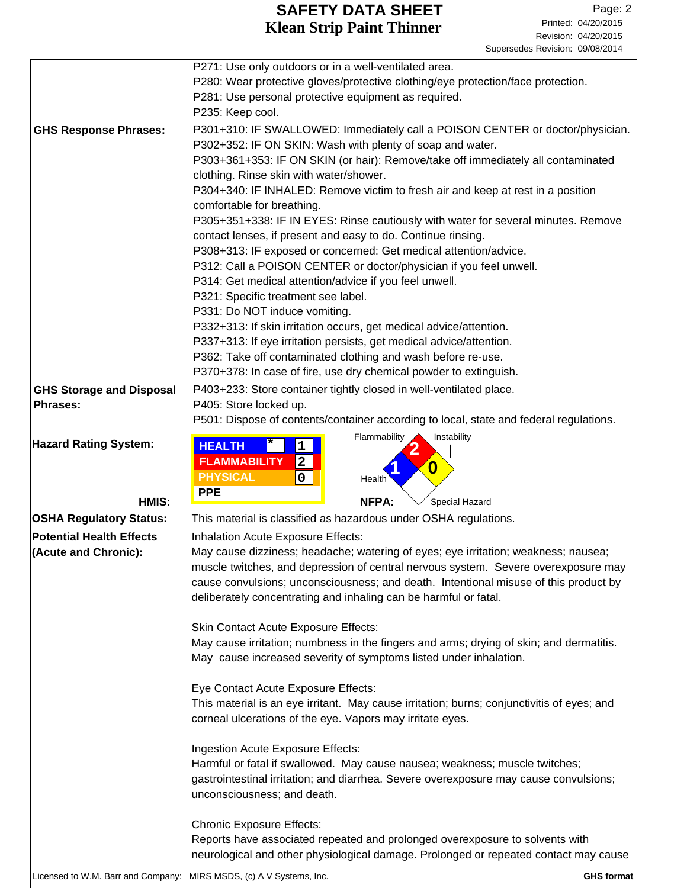P271: Use only outdoors or in a well-ventilated area.
P280: Wear protective gloves/protective clothing/eye protection/face protection.
P281: Use personal protective equipment as required.
P235: Keep cool.

**GHS Response Phrases:**

P301+310: IF SWALLOWED: Immediately call a POISON CENTER or doctor/physician.
P302+352: IF ON SKIN: Wash with plenty of soap and water.
P303+361+353: IF ON SKIN (or hair): Remove/take off immediately all contaminated clothing. Rinse skin with water/shower.
P304+340: IF INHALED: Remove victim to fresh air and keep at rest in a position comfortable for breathing.
P305+351+338: IF IN EYES: Rinse cautiously with water for several minutes. Remove contact lenses, if present and easy to do. Continue rinsing.
P308+313: IF exposed or concerned: Get medical attention/advice.
P312: Call a POISON CENTER or doctor/physician if you feel unwell.
P314: Get medical attention/advice if you feel unwell.
P321: Specific treatment see label.
P331: Do NOT induce vomiting.
P332+313: If skin irritation occurs, get medical advice/attention.
P337+313: If eye irritation persists, get medical advice/attention.
P362: Take off contaminated clothing and wash before re-use.
P370+378: In case of fire, use dry chemical powder to extinguish.

**GHS Storage and Disposal Phrases:**

P403+233: Store container tightly closed in well-ventilated place.
P405: Store locked up.
P501: Dispose of contents/container according to local, state and federal regulations.

**Hazard Rating System:**

**HMIS:**

| HMIS | | |
|---|---|---|
| HEALTH | * | 1 |
| FLAMMABILITY | | 2 |
| PHYSICAL | | 0 |
| PPE | | |

**NFPA:** Flammability: 2; Health: 1; Instability: 0; Special Hazard: (none)

**OSHA Regulatory Status:** This material is classified as hazardous under OSHA regulations.

**Potential Health Effects (Acute and Chronic):**

Inhalation Acute Exposure Effects:
May cause dizziness; headache; watering of eyes; eye irritation; weakness; nausea; muscle twitches, and depression of central nervous system. Severe overexposure may cause convulsions; unconsciousness; and death. Intentional misuse of this product by deliberately concentrating and inhaling can be harmful or fatal.

Skin Contact Acute Exposure Effects:
May cause irritation; numbness in the fingers and arms; drying of skin; and dermatitis. May cause increased severity of symptoms listed under inhalation.

Eye Contact Acute Exposure Effects:
This material is an eye irritant. May cause irritation; burns; conjunctivitis of eyes; and corneal ulcerations of the eye. Vapors may irritate eyes.

Ingestion Acute Exposure Effects:
Harmful or fatal if swallowed. May cause nausea; weakness; muscle twitches; gastrointestinal irritation; and diarrhea. Severe overexposure may cause convulsions; unconsciousness; and death.

Chronic Exposure Effects:
Reports have associated repeated and prolonged overexposure to solvents with neurological and other physiological damage. Prolonged or repeated contact may cause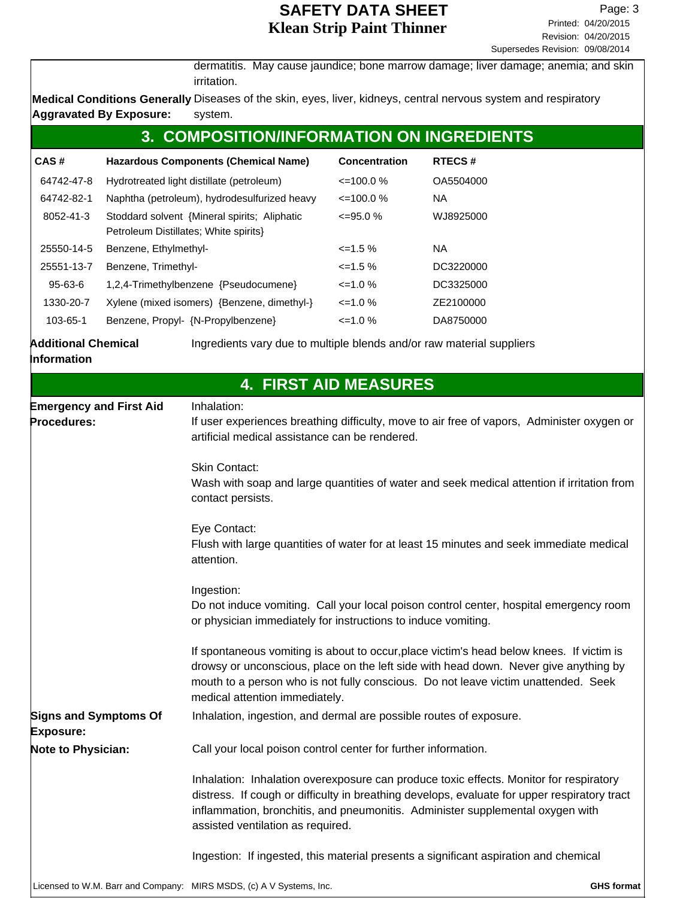dermatitis. May cause jaundice; bone marrow damage; liver damage; anemia; and skin irritation.

**Medical Conditions Generally Aggravated By Exposure:** Diseases of the skin, eyes, liver, kidneys, central nervous system and respiratory system.

## 3. COMPOSITION/INFORMATION ON INGREDIENTS

| CAS # | Hazardous Components (Chemical Name) | Concentration | RTECS # |
|---|---|---|---|
| 64742-47-8 | Hydrotreated light distillate (petroleum) | <=100.0 % | OA5504000 |
| 64742-82-1 | Naphtha (petroleum), hydrodesulfurized heavy | <=100.0 % | NA |
| 8052-41-3 | Stoddard solvent {Mineral spirits; Aliphatic Petroleum Distillates; White spirits} | <=95.0 % | WJ8925000 |
| 25550-14-5 | Benzene, Ethylmethyl- | <=1.5 % | NA |
| 25551-13-7 | Benzene, Trimethyl- | <=1.5 % | DC3220000 |
| 95-63-6 | 1,2,4-Trimethylbenzene {Pseudocumene} | <=1.0 % | DC3325000 |
| 1330-20-7 | Xylene (mixed isomers) {Benzene, dimethyl-} | <=1.0 % | ZE2100000 |
| 103-65-1 | Benzene, Propyl- {N-Propylbenzene} | <=1.0 % | DA8750000 |

**Additional Chemical Information** Ingredients vary due to multiple blends and/or raw material suppliers

## 4. FIRST AID MEASURES

**Emergency and First Aid Procedures:**

Inhalation:
If user experiences breathing difficulty, move to air free of vapors, Administer oxygen or artificial medical assistance can be rendered.

Skin Contact:
Wash with soap and large quantities of water and seek medical attention if irritation from contact persists.

Eye Contact:
Flush with large quantities of water for at least 15 minutes and seek immediate medical attention.

Ingestion:
Do not induce vomiting. Call your local poison control center, hospital emergency room or physician immediately for instructions to induce vomiting.

If spontaneous vomiting is about to occur,place victim's head below knees. If victim is drowsy or unconscious, place on the left side with head down. Never give anything by mouth to a person who is not fully conscious. Do not leave victim unattended. Seek medical attention immediately.

**Signs and Symptoms Of Exposure:** Inhalation, ingestion, and dermal are possible routes of exposure.

**Note to Physician:** Call your local poison control center for further information.

Inhalation: Inhalation overexposure can produce toxic effects. Monitor for respiratory distress. If cough or difficulty in breathing develops, evaluate for upper respiratory tract inflammation, bronchitis, and pneumonitis. Administer supplemental oxygen with assisted ventilation as required.

Ingestion: If ingested, this material presents a significant aspiration and chemical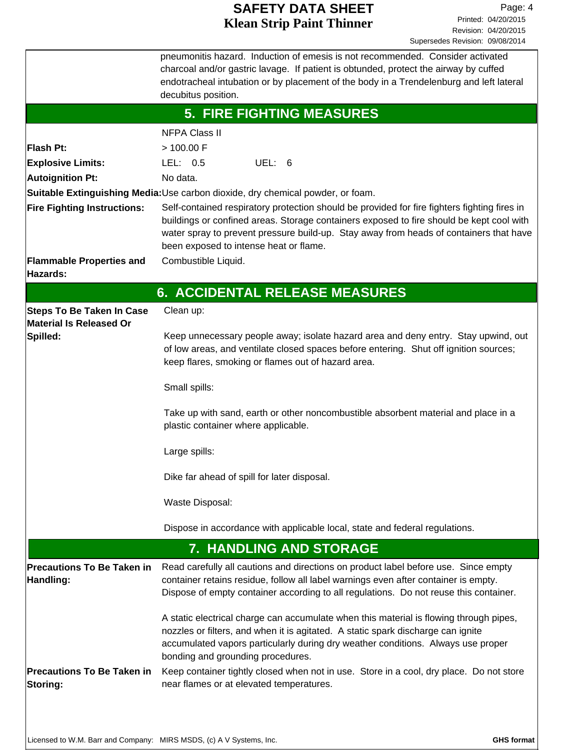pneumonitis hazard. Induction of emesis is not recommended. Consider activated charcoal and/or gastric lavage. If patient is obtunded, protect the airway by cuffed endotracheal intubation or by placement of the body in a Trendelenburg and left lateral decubitus position.

## 5. FIRE FIGHTING MEASURES

| | |
|---|---|
| | NFPA Class II |
| **Flash Pt:** | > 100.00 F |
| **Explosive Limits:** | LEL: 0.5 UEL: 6 |
| **Autoignition Pt:** | No data. |
| **Suitable Extinguishing Media:** | Use carbon dioxide, dry chemical powder, or foam. |
| **Fire Fighting Instructions:** | Self-contained respiratory protection should be provided for fire fighters fighting fires in buildings or confined areas. Storage containers exposed to fire should be kept cool with water spray to prevent pressure build-up. Stay away from heads of containers that have been exposed to intense heat or flame. |
| **Flammable Properties and Hazards:** | Combustible Liquid. |

## 6. ACCIDENTAL RELEASE MEASURES

**Steps To Be Taken In Case Material Is Released Or Spilled:**

Clean up:

Keep unnecessary people away; isolate hazard area and deny entry. Stay upwind, out of low areas, and ventilate closed spaces before entering. Shut off ignition sources; keep flares, smoking or flames out of hazard area.

Small spills:

Take up with sand, earth or other noncombustible absorbent material and place in a plastic container where applicable.

Large spills:

Dike far ahead of spill for later disposal.

Waste Disposal:

Dispose in accordance with applicable local, state and federal regulations.

## 7. HANDLING AND STORAGE

**Precautions To Be Taken in Handling:**

Read carefully all cautions and directions on product label before use. Since empty container retains residue, follow all label warnings even after container is empty. Dispose of empty container according to all regulations. Do not reuse this container.

A static electrical charge can accumulate when this material is flowing through pipes, nozzles or filters, and when it is agitated. A static spark discharge can ignite accumulated vapors particularly during dry weather conditions. Always use proper bonding and grounding procedures.

**Precautions To Be Taken in Storing:**

Keep container tightly closed when not in use. Store in a cool, dry place. Do not store near flames or at elevated temperatures.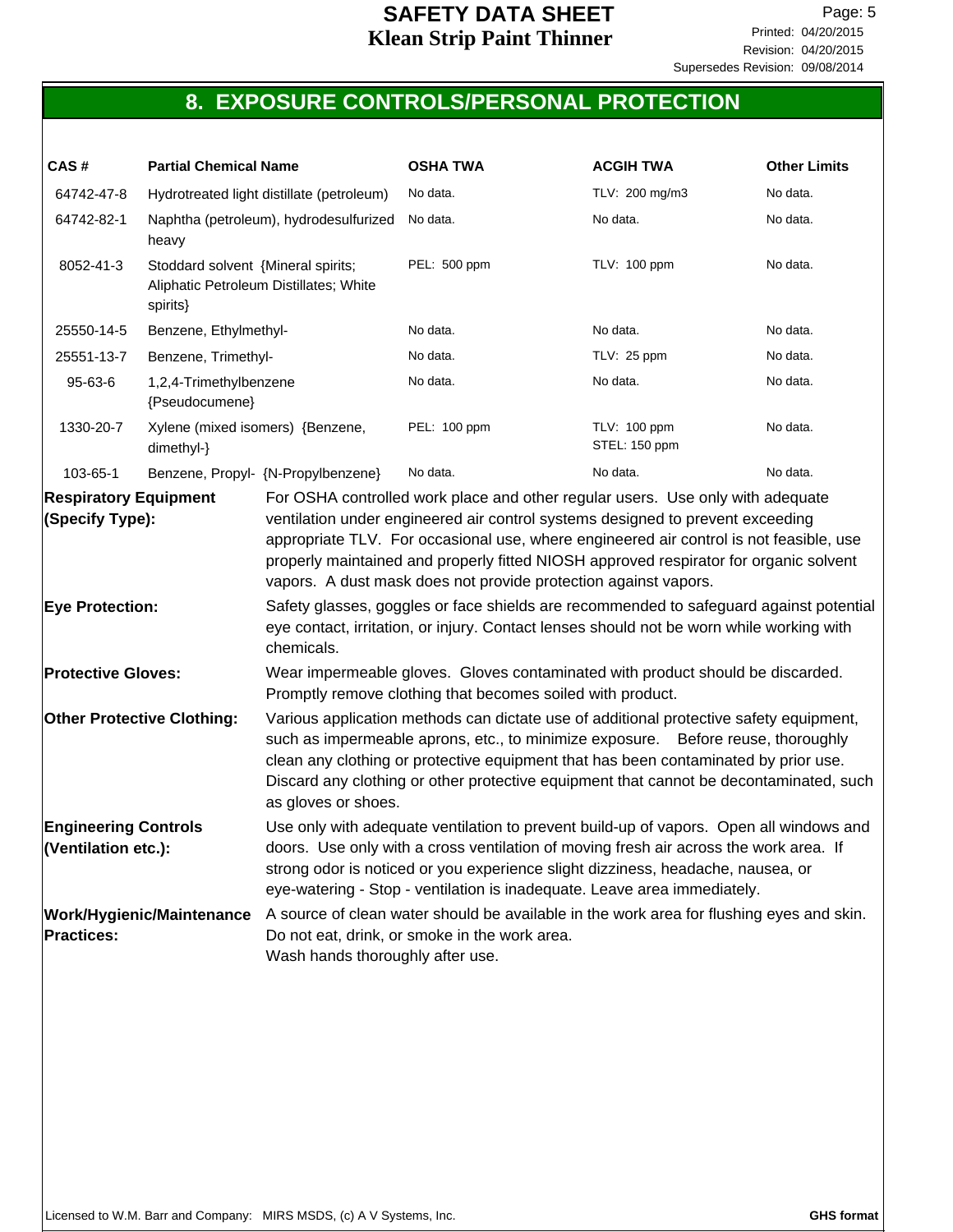## 8. EXPOSURE CONTROLS/PERSONAL PROTECTION

| CAS # | Partial Chemical Name | OSHA TWA | ACGIH TWA | Other Limits |
|---|---|---|---|---|
| 64742-47-8 | Hydrotreated light distillate (petroleum) | No data. | TLV: 200 mg/m3 | No data. |
| 64742-82-1 | Naphtha (petroleum), hydrodesulfurized heavy | No data. | No data. | No data. |
| 8052-41-3 | Stoddard solvent {Mineral spirits; Aliphatic Petroleum Distillates; White spirits} | PEL: 500 ppm | TLV: 100 ppm | No data. |
| 25550-14-5 | Benzene, Ethylmethyl- | No data. | No data. | No data. |
| 25551-13-7 | Benzene, Trimethyl- | No data. | TLV: 25 ppm | No data. |
| 95-63-6 | 1,2,4-Trimethylbenzene {Pseudocumene} | No data. | No data. | No data. |
| 1330-20-7 | Xylene (mixed isomers) {Benzene, dimethyl-} | PEL: 100 ppm | TLV: 100 ppm STEL: 150 ppm | No data. |
| 103-65-1 | Benzene, Propyl- {N-Propylbenzene} | No data. | No data. | No data. |

**Respiratory Equipment (Specify Type):** For OSHA controlled work place and other regular users. Use only with adequate ventilation under engineered air control systems designed to prevent exceeding appropriate TLV. For occasional use, where engineered air control is not feasible, use properly maintained and properly fitted NIOSH approved respirator for organic solvent vapors. A dust mask does not provide protection against vapors.

**Eye Protection:** Safety glasses, goggles or face shields are recommended to safeguard against potential eye contact, irritation, or injury. Contact lenses should not be worn while working with chemicals.

**Protective Gloves:** Wear impermeable gloves. Gloves contaminated with product should be discarded. Promptly remove clothing that becomes soiled with product.

**Other Protective Clothing:** Various application methods can dictate use of additional protective safety equipment, such as impermeable aprons, etc., to minimize exposure. Before reuse, thoroughly clean any clothing or protective equipment that has been contaminated by prior use. Discard any clothing or other protective equipment that cannot be decontaminated, such as gloves or shoes.

**Engineering Controls (Ventilation etc.):** Use only with adequate ventilation to prevent build-up of vapors. Open all windows and doors. Use only with a cross ventilation of moving fresh air across the work area. If strong odor is noticed or you experience slight dizziness, headache, nausea, or eye-watering - Stop - ventilation is inadequate. Leave area immediately.

**Work/Hygienic/Maintenance Practices:** A source of clean water should be available in the work area for flushing eyes and skin. Do not eat, drink, or smoke in the work area. Wash hands thoroughly after use.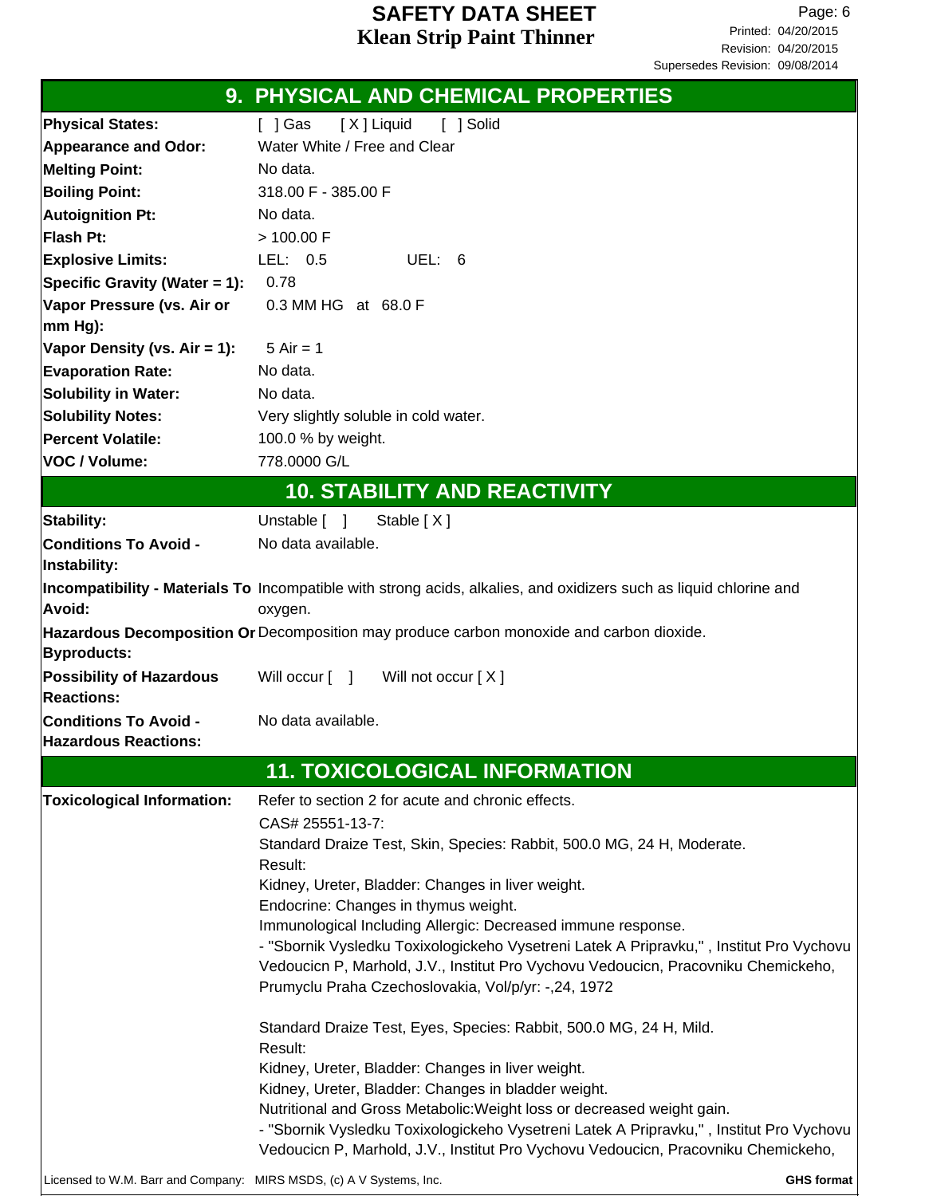## 9. PHYSICAL AND CHEMICAL PROPERTIES

| | |
|---|---|
| **Physical States:** | [ ] Gas [ X ] Liquid [ ] Solid |
| **Appearance and Odor:** | Water White / Free and Clear |
| **Melting Point:** | No data. |
| **Boiling Point:** | 318.00 F - 385.00 F |
| **Autoignition Pt:** | No data. |
| **Flash Pt:** | > 100.00 F |
| **Explosive Limits:** | LEL: 0.5 UEL: 6 |
| **Specific Gravity (Water = 1):** | 0.78 |
| **Vapor Pressure (vs. Air or mm Hg):** | 0.3 MM HG at 68.0 F |
| **Vapor Density (vs. Air = 1):** | 5 Air = 1 |
| **Evaporation Rate:** | No data. |
| **Solubility in Water:** | No data. |
| **Solubility Notes:** | Very slightly soluble in cold water. |
| **Percent Volatile:** | 100.0 % by weight. |
| **VOC / Volume:** | 778.0000 G/L |

## 10. STABILITY AND REACTIVITY

| | |
|---|---|
| **Stability:** | Unstable [ ] Stable [ X ] |
| **Conditions To Avoid - Instability:** | No data available. |
| **Incompatibility - Materials To Avoid:** | Incompatible with strong acids, alkalies, and oxidizers such as liquid chlorine and oxygen. |
| **Hazardous Decomposition Or Byproducts:** | Decomposition may produce carbon monoxide and carbon dioxide. |
| **Possibility of Hazardous Reactions:** | Will occur [ ] Will not occur [ X ] |
| **Conditions To Avoid - Hazardous Reactions:** | No data available. |

## 11. TOXICOLOGICAL INFORMATION

**Toxicological Information:** Refer to section 2 for acute and chronic effects.

CAS# 25551-13-7:

Standard Draize Test, Skin, Species: Rabbit, 500.0 MG, 24 H, Moderate.
Result:
Kidney, Ureter, Bladder: Changes in liver weight.
Endocrine: Changes in thymus weight.
Immunological Including Allergic: Decreased immune response.
- "Sbornik Vysledku Toxixologickeho Vysetreni Latek A Pripravku," , Institut Pro Vychovu Vedoucicn P, Marhold, J.V., Institut Pro Vychovu Vedoucicn, Pracovniku Chemickeho, Prumyclu Praha Czechoslovakia, Vol/p/yr: -,24, 1972

Standard Draize Test, Eyes, Species: Rabbit, 500.0 MG, 24 H, Mild.
Result:
Kidney, Ureter, Bladder: Changes in liver weight.
Kidney, Ureter, Bladder: Changes in bladder weight.
Nutritional and Gross Metabolic:Weight loss or decreased weight gain.
- "Sbornik Vysledku Toxixologickeho Vysetreni Latek A Pripravku," , Institut Pro Vychovu Vedoucicn P, Marhold, J.V., Institut Pro Vychovu Vedoucicn, Pracovniku Chemickeho,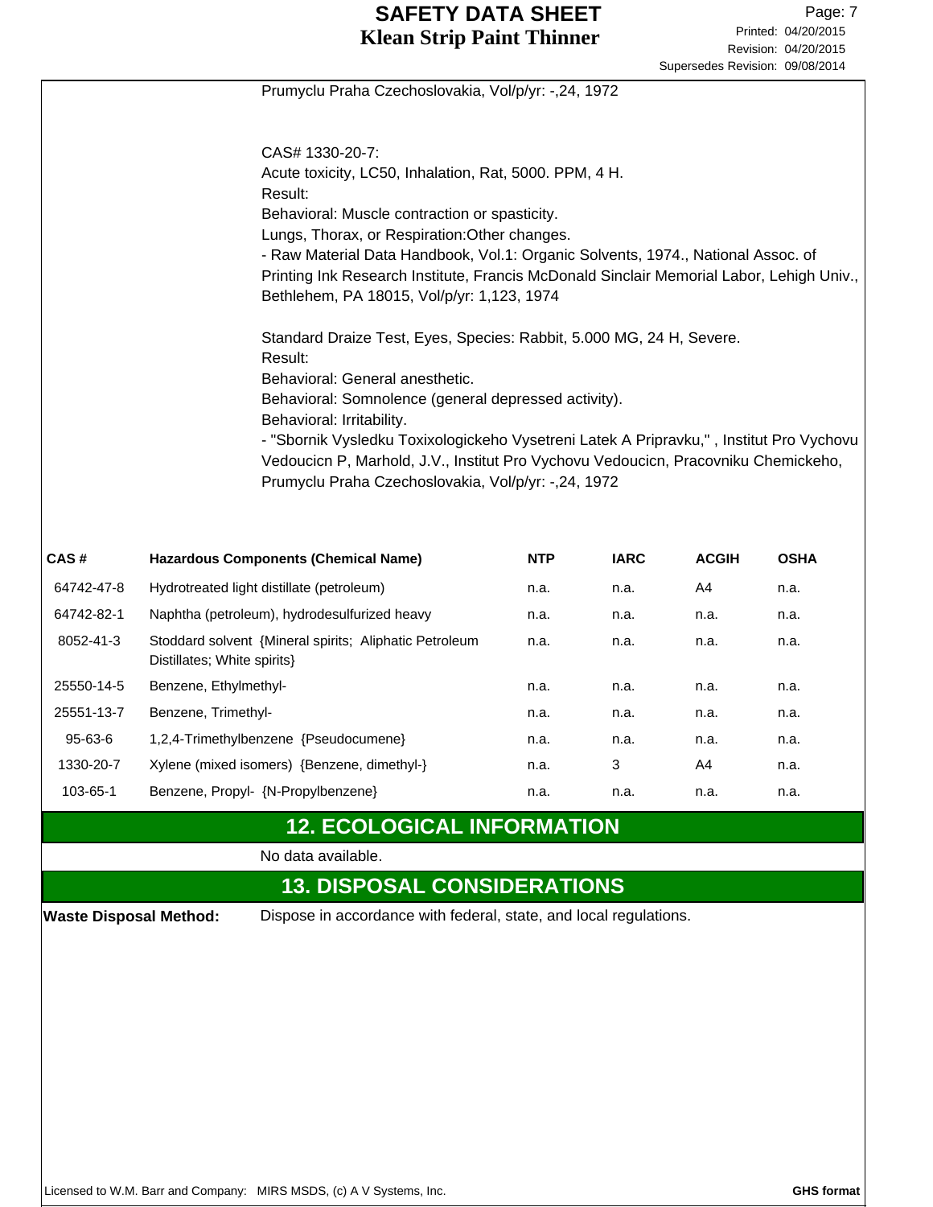Prumyclu Praha Czechoslovakia, Vol/p/yr: -,24, 1972

CAS# 1330-20-7:

Acute toxicity, LC50, Inhalation, Rat, 5000. PPM, 4 H.

Result:

Behavioral: Muscle contraction or spasticity.

Lungs, Thorax, or Respiration:Other changes.

- Raw Material Data Handbook, Vol.1: Organic Solvents, 1974., National Assoc. of Printing Ink Research Institute, Francis McDonald Sinclair Memorial Labor, Lehigh Univ., Bethlehem, PA 18015, Vol/p/yr: 1,123, 1974

Standard Draize Test, Eyes, Species: Rabbit, 5.000 MG, 24 H, Severe.

Result:

Behavioral: General anesthetic.

Behavioral: Somnolence (general depressed activity).

Behavioral: Irritability.

- "Sbornik Vysledku Toxixologickeho Vysetreni Latek A Pripravku," , Institut Pro Vychovu Vedoucicn P, Marhold, J.V., Institut Pro Vychovu Vedoucicn, Pracovniku Chemickeho, Prumyclu Praha Czechoslovakia, Vol/p/yr: -,24, 1972

| CAS # | Hazardous Components (Chemical Name) | NTP | IARC | ACGIH | OSHA |
|---|---|---|---|---|---|
| 64742-47-8 | Hydrotreated light distillate (petroleum) | n.a. | n.a. | A4 | n.a. |
| 64742-82-1 | Naphtha (petroleum), hydrodesulfurized heavy | n.a. | n.a. | n.a. | n.a. |
| 8052-41-3 | Stoddard solvent {Mineral spirits; Aliphatic Petroleum Distillates; White spirits} | n.a. | n.a. | n.a. | n.a. |
| 25550-14-5 | Benzene, Ethylmethyl- | n.a. | n.a. | n.a. | n.a. |
| 25551-13-7 | Benzene, Trimethyl- | n.a. | n.a. | n.a. | n.a. |
| 95-63-6 | 1,2,4-Trimethylbenzene {Pseudocumene} | n.a. | n.a. | n.a. | n.a. |
| 1330-20-7 | Xylene (mixed isomers) {Benzene, dimethyl-} | n.a. | 3 | A4 | n.a. |
| 103-65-1 | Benzene, Propyl- {N-Propylbenzene} | n.a. | n.a. | n.a. | n.a. |

## 12. ECOLOGICAL INFORMATION

No data available.

## 13. DISPOSAL CONSIDERATIONS

**Waste Disposal Method:** Dispose in accordance with federal, state, and local regulations.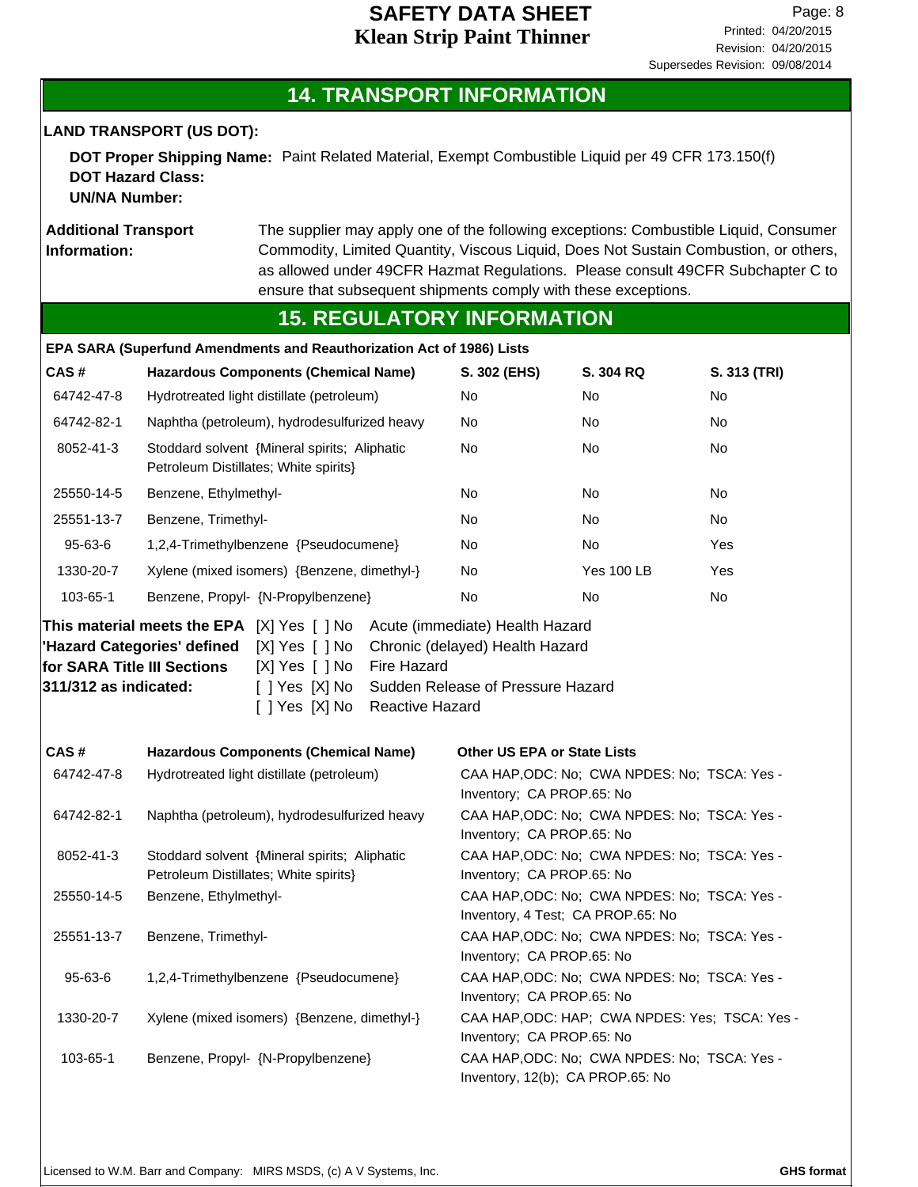## 14. TRANSPORT INFORMATION

**LAND TRANSPORT (US DOT):**

**DOT Proper Shipping Name:** Paint Related Material, Exempt Combustible Liquid per 49 CFR 173.150(f)
**DOT Hazard Class:**
**UN/NA Number:**

**Additional Transport Information:** The supplier may apply one of the following exceptions: Combustible Liquid, Consumer Commodity, Limited Quantity, Viscous Liquid, Does Not Sustain Combustion, or others, as allowed under 49CFR Hazmat Regulations. Please consult 49CFR Subchapter C to ensure that subsequent shipments comply with these exceptions.

## 15. REGULATORY INFORMATION

**EPA SARA (Superfund Amendments and Reauthorization Act of 1986) Lists**

| CAS # | Hazardous Components (Chemical Name) | S. 302 (EHS) | S. 304 RQ | S. 313 (TRI) |
|---|---|---|---|---|
| 64742-47-8 | Hydrotreated light distillate (petroleum) | No | No | No |
| 64742-82-1 | Naphtha (petroleum), hydrodesulfurized heavy | No | No | No |
| 8052-41-3 | Stoddard solvent {Mineral spirits; Aliphatic Petroleum Distillates; White spirits} | No | No | No |
| 25550-14-5 | Benzene, Ethylmethyl- | No | No | No |
| 25551-13-7 | Benzene, Trimethyl- | No | No | No |
| 95-63-6 | 1,2,4-Trimethylbenzene {Pseudocumene} | No | No | Yes |
| 1330-20-7 | Xylene (mixed isomers) {Benzene, dimethyl-} | No | Yes 100 LB | Yes |
| 103-65-1 | Benzene, Propyl- {N-Propylbenzene} | No | No | No |

**This material meets the EPA 'Hazard Categories' defined for SARA Title III Sections 311/312 as indicated:**

[X] Yes [ ] No Acute (immediate) Health Hazard
[X] Yes [ ] No Chronic (delayed) Health Hazard
[X] Yes [ ] No Fire Hazard
[ ] Yes [X] No Sudden Release of Pressure Hazard
[ ] Yes [X] No Reactive Hazard

| CAS # | Hazardous Components (Chemical Name) | Other US EPA or State Lists |
|---|---|---|
| 64742-47-8 | Hydrotreated light distillate (petroleum) | CAA HAP,ODC: No; CWA NPDES: No; TSCA: Yes - Inventory; CA PROP.65: No |
| 64742-82-1 | Naphtha (petroleum), hydrodesulfurized heavy | CAA HAP,ODC: No; CWA NPDES: No; TSCA: Yes - Inventory; CA PROP.65: No |
| 8052-41-3 | Stoddard solvent {Mineral spirits; Aliphatic Petroleum Distillates; White spirits} | CAA HAP,ODC: No; CWA NPDES: No; TSCA: Yes - Inventory; CA PROP.65: No |
| 25550-14-5 | Benzene, Ethylmethyl- | CAA HAP,ODC: No; CWA NPDES: No; TSCA: Yes - Inventory, 4 Test; CA PROP.65: No |
| 25551-13-7 | Benzene, Trimethyl- | CAA HAP,ODC: No; CWA NPDES: No; TSCA: Yes - Inventory; CA PROP.65: No |
| 95-63-6 | 1,2,4-Trimethylbenzene {Pseudocumene} | CAA HAP,ODC: No; CWA NPDES: No; TSCA: Yes - Inventory; CA PROP.65: No |
| 1330-20-7 | Xylene (mixed isomers) {Benzene, dimethyl-} | CAA HAP,ODC: HAP; CWA NPDES: Yes; TSCA: Yes - Inventory; CA PROP.65: No |
| 103-65-1 | Benzene, Propyl- {N-Propylbenzene} | CAA HAP,ODC: No; CWA NPDES: No; TSCA: Yes - Inventory, 12(b); CA PROP.65: No |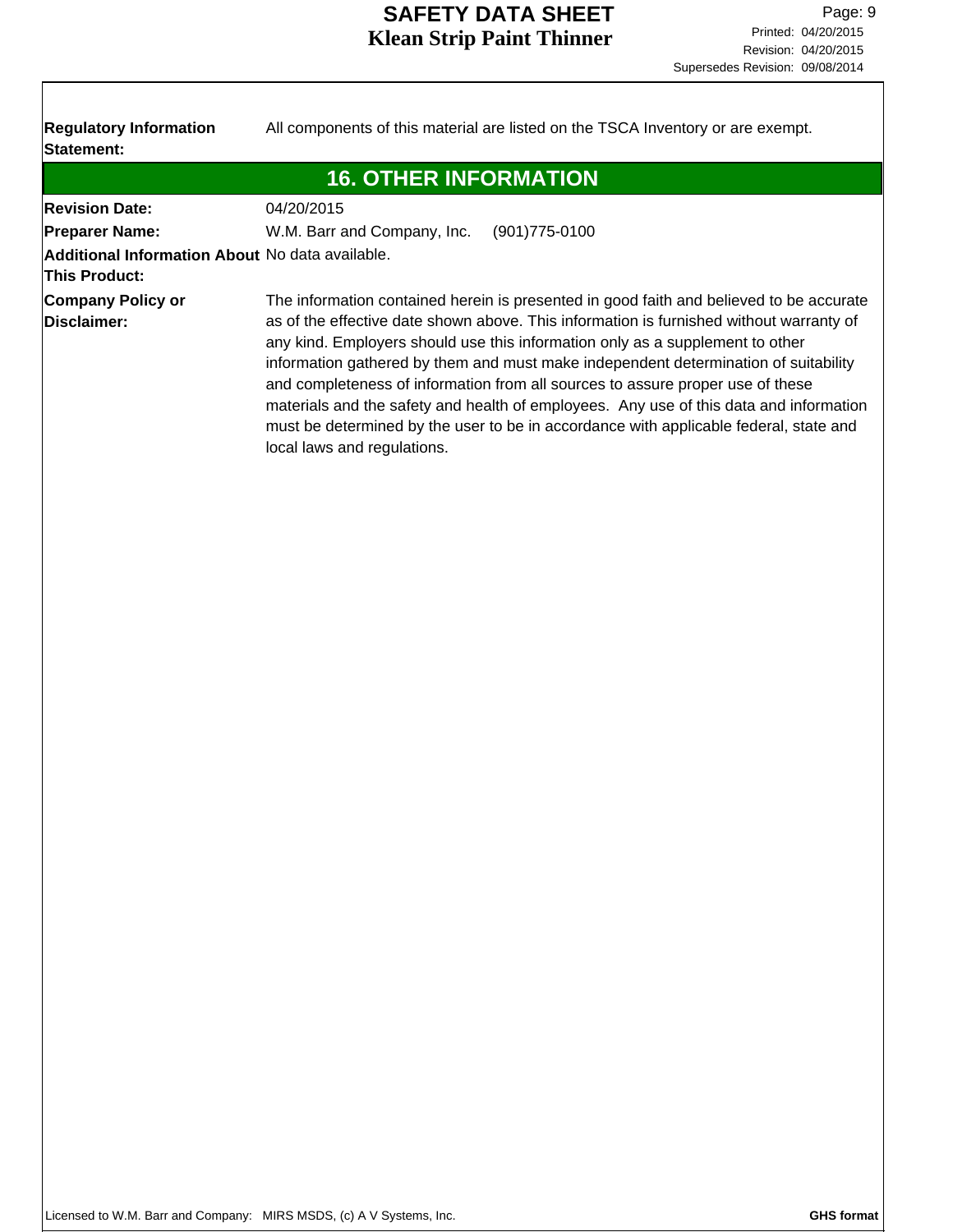**Regulatory Information Statement:** All components of this material are listed on the TSCA Inventory or are exempt.

## 16. OTHER INFORMATION

**Revision Date:** 04/20/2015

**Preparer Name:** W.M. Barr and Company, Inc. (901)775-0100

**Additional Information About This Product:** No data available.

**Company Policy or Disclaimer:** The information contained herein is presented in good faith and believed to be accurate as of the effective date shown above. This information is furnished without warranty of any kind. Employers should use this information only as a supplement to other information gathered by them and must make independent determination of suitability and completeness of information from all sources to assure proper use of these materials and the safety and health of employees. Any use of this data and information must be determined by the user to be in accordance with applicable federal, state and local laws and regulations.